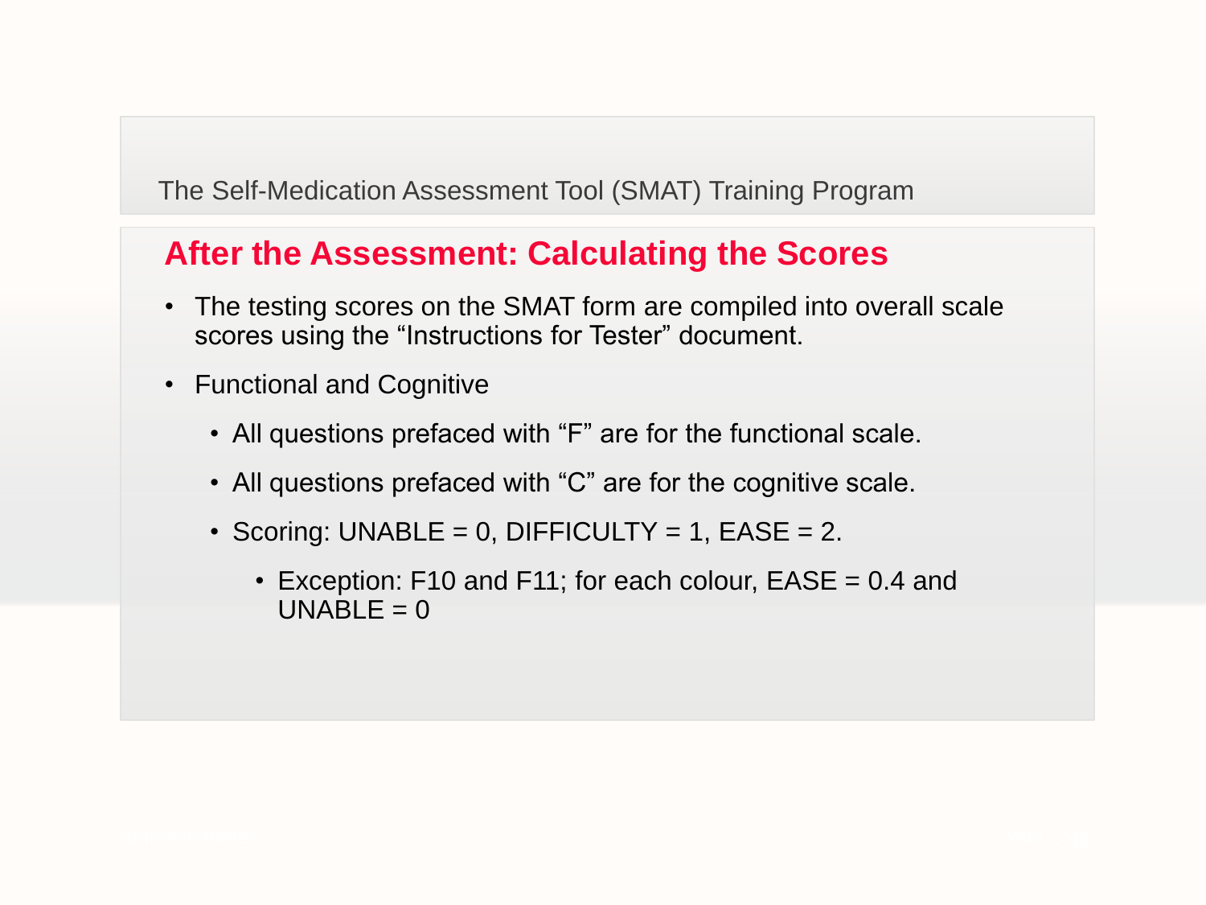The Self-Medication Assessment Tool (SMAT) Training Program

## After the Assessment: Calculating the Scores

- The testing scores on the SMAT form are compiled into overall scale scores using the "Instructions for Tester" document.
- Functional and Cognitive
  - All questions prefaced with "F" are for the functional scale.
  - All questions prefaced with "C" are for the cognitive scale.
  - Scoring: UNABLE = 0, DIFFICULTY = 1, EASE = 2.
    - Exception: F10 and F11; for each colour, EASE = 0.4 and UNABLE = 0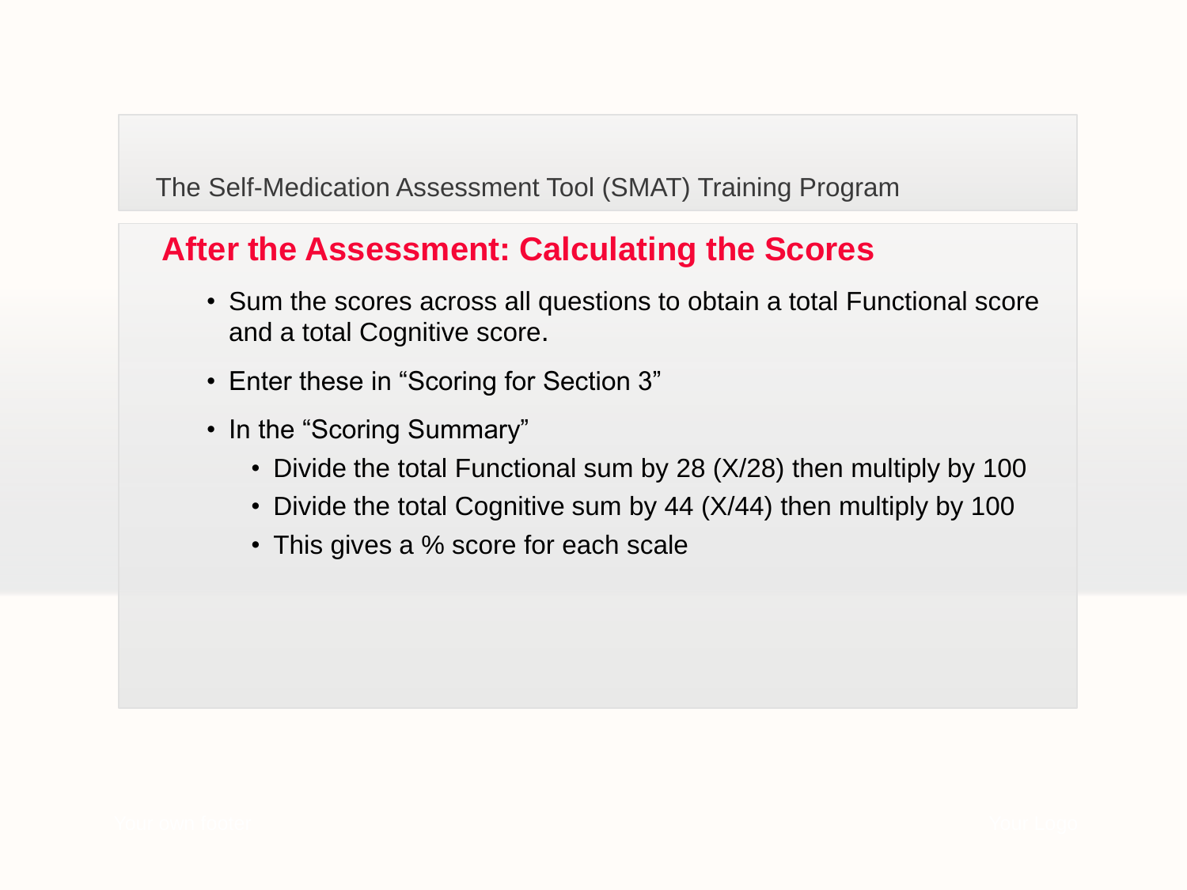The Self-Medication Assessment Tool (SMAT) Training Program

## After the Assessment: Calculating the Scores

- Sum the scores across all questions to obtain a total Functional score and a total Cognitive score.
- Enter these in “Scoring for Section 3”
- In the “Scoring Summary”
  - Divide the total Functional sum by 28 (X/28) then multiply by 100
  - Divide the total Cognitive sum by 44 (X/44) then multiply by 100
  - This gives a % score for each scale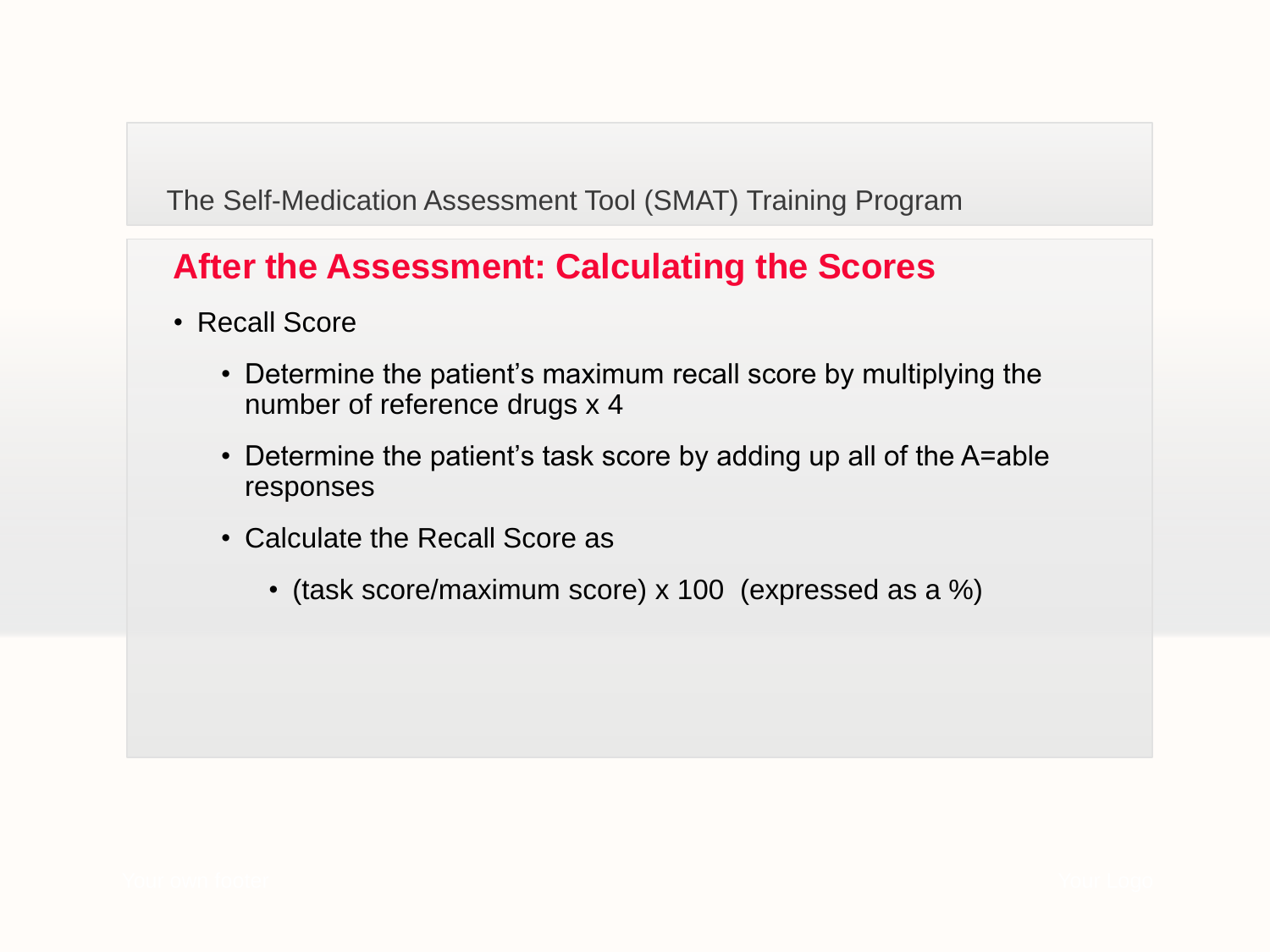The Self-Medication Assessment Tool (SMAT) Training Program

## After the Assessment: Calculating the Scores

- Recall Score
  - Determine the patient's maximum recall score by multiplying the number of reference drugs x 4
  - Determine the patient's task score by adding up all of the A=able responses
  - Calculate the Recall Score as
    - (task score/maximum score) x 100 (expressed as a %)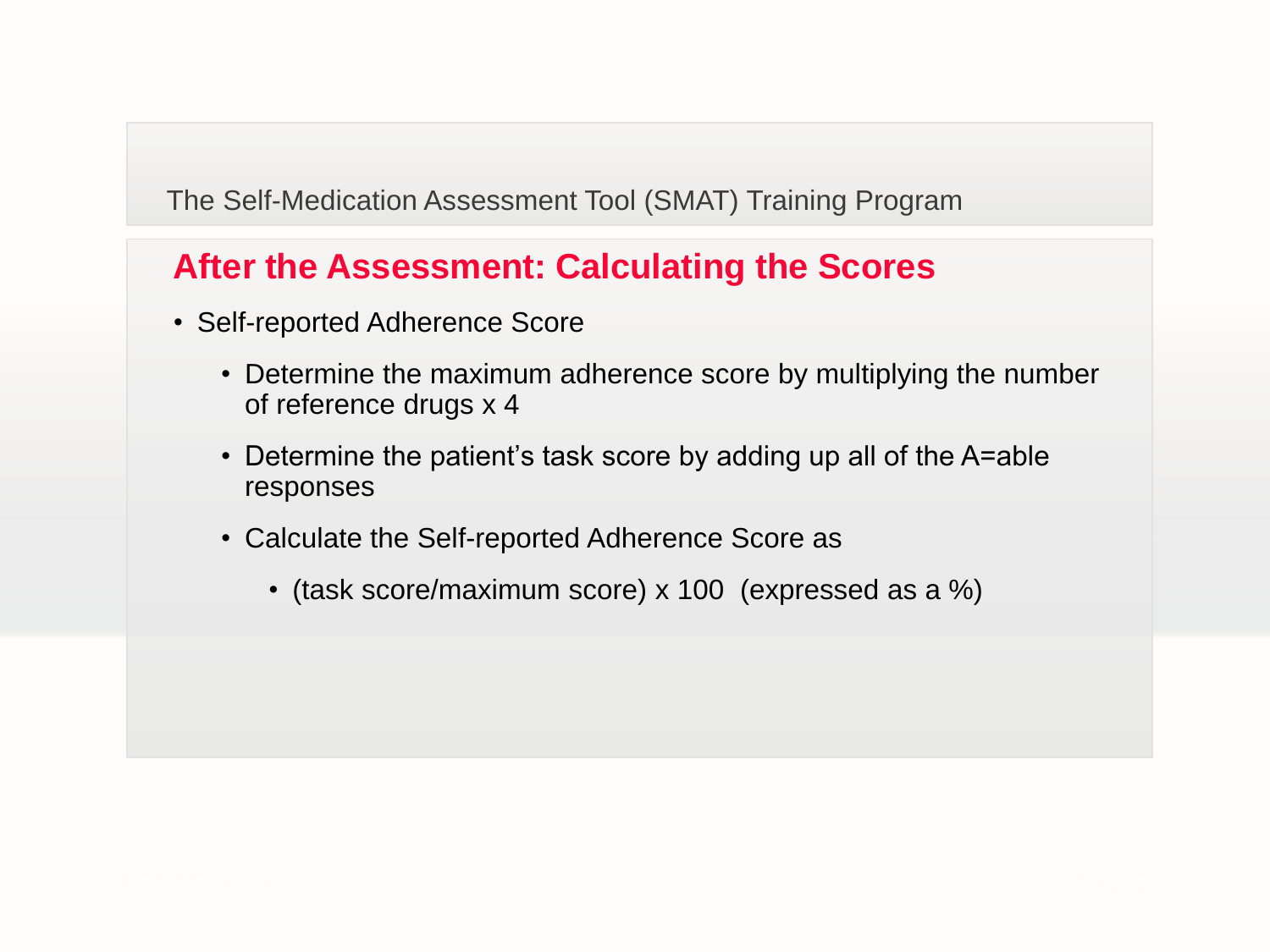The Self-Medication Assessment Tool (SMAT) Training Program

## After the Assessment: Calculating the Scores

- Self-reported Adherence Score
  - Determine the maximum adherence score by multiplying the number of reference drugs x 4
  - Determine the patient's task score by adding up all of the A=able responses
  - Calculate the Self-reported Adherence Score as
    - (task score/maximum score) x 100 (expressed as a %)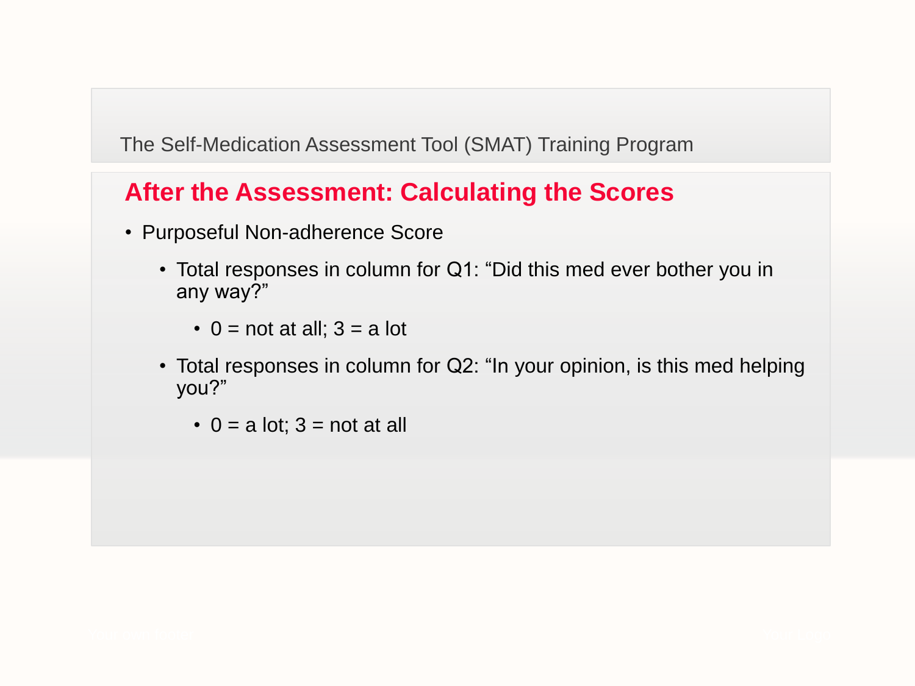The Self-Medication Assessment Tool (SMAT) Training Program

## After the Assessment: Calculating the Scores

- Purposeful Non-adherence Score
  - Total responses in column for Q1: "Did this med ever bother you in any way?"
    - 0 = not at all; 3 = a lot
  - Total responses in column for Q2: "In your opinion, is this med helping you?"
    - 0 = a lot; 3 = not at all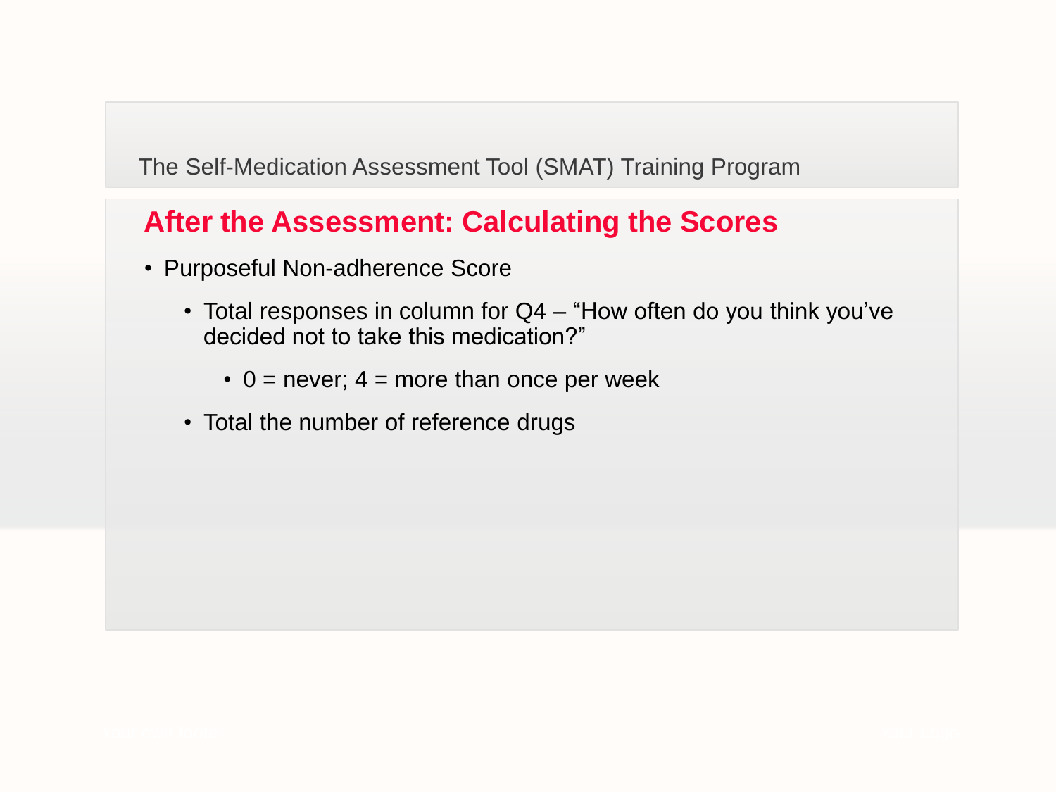The Self-Medication Assessment Tool (SMAT) Training Program

## After the Assessment: Calculating the Scores

- Purposeful Non-adherence Score
  - Total responses in column for Q4 – “How often do you think you’ve decided not to take this medication?”
    - 0 = never; 4 = more than once per week
  - Total the number of reference drugs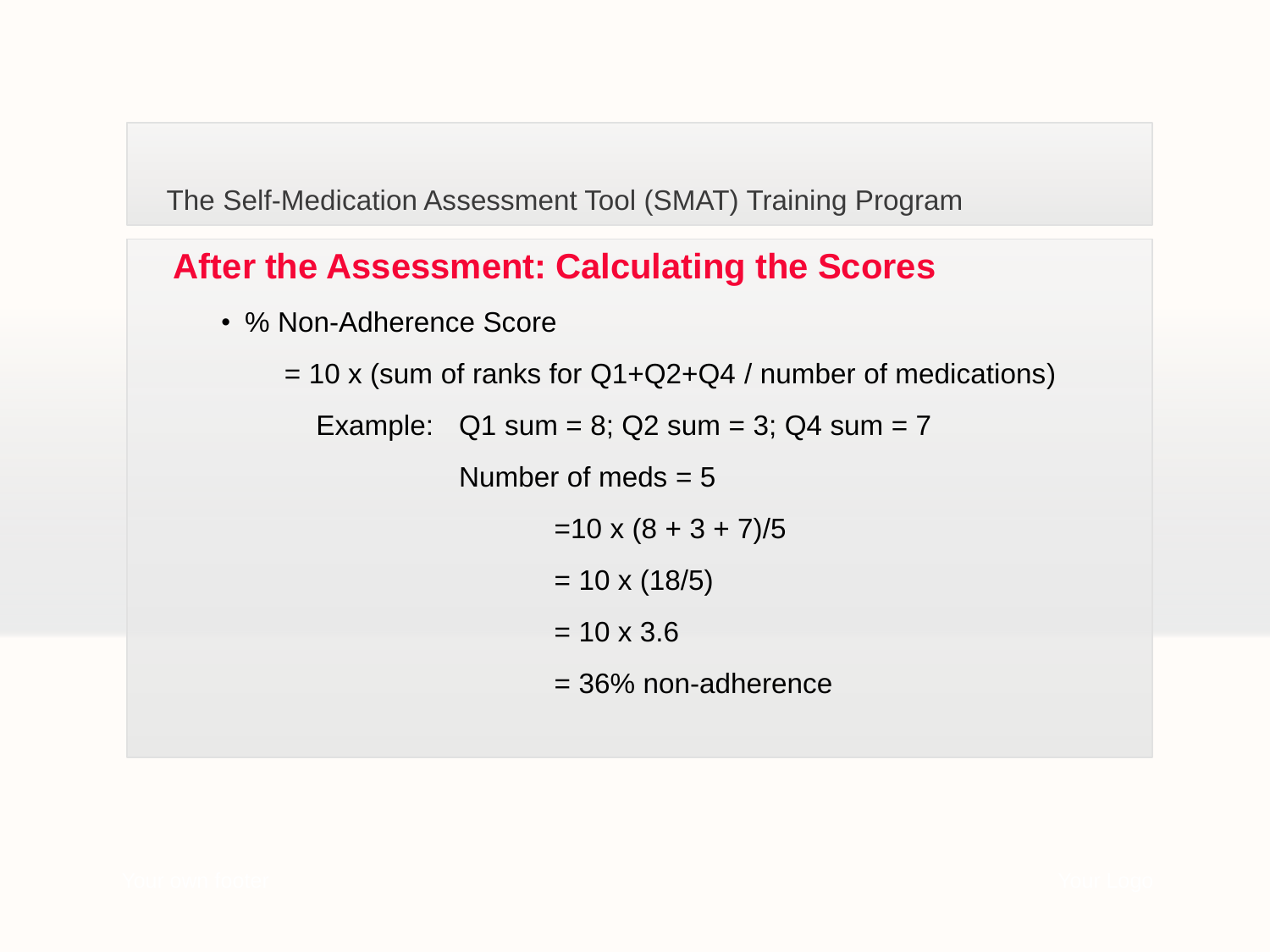The Self-Medication Assessment Tool (SMAT) Training Program

## After the Assessment: Calculating the Scores

- % Non-Adherence Score

  = 10 x (sum of ranks for Q1+Q2+Q4 / number of medications)

  Example: Q1 sum = 8; Q2 sum = 3; Q4 sum = 7

  Number of meds = 5

  =10 x (8 + 3 + 7)/5

  = 10 x (18/5)

  = 10 x 3.6

  = 36% non-adherence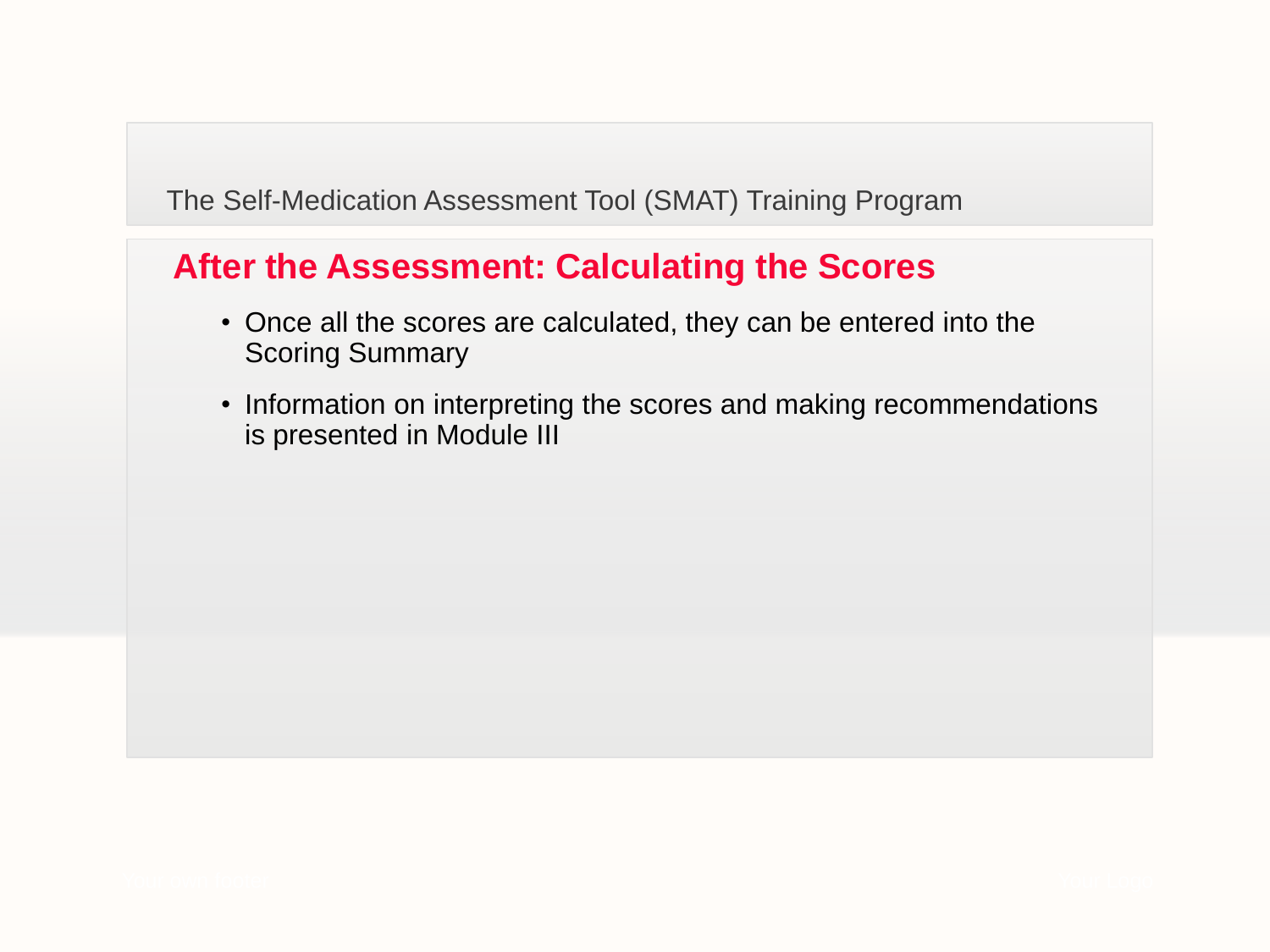The Self-Medication Assessment Tool (SMAT) Training Program

## After the Assessment: Calculating the Scores

- Once all the scores are calculated, they can be entered into the Scoring Summary
- Information on interpreting the scores and making recommendations is presented in Module III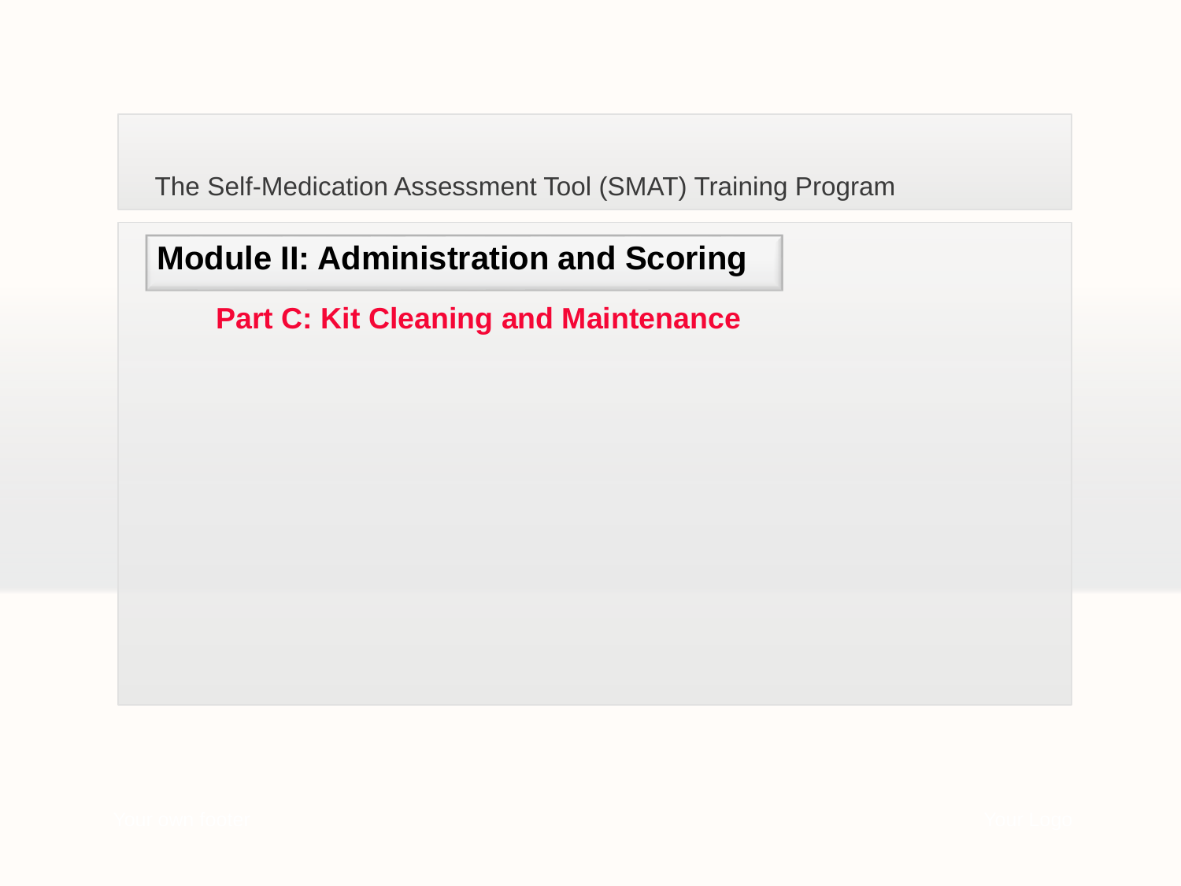The Self-Medication Assessment Tool (SMAT) Training Program

# Module II: Administration and Scoring

## Part C: Kit Cleaning and Maintenance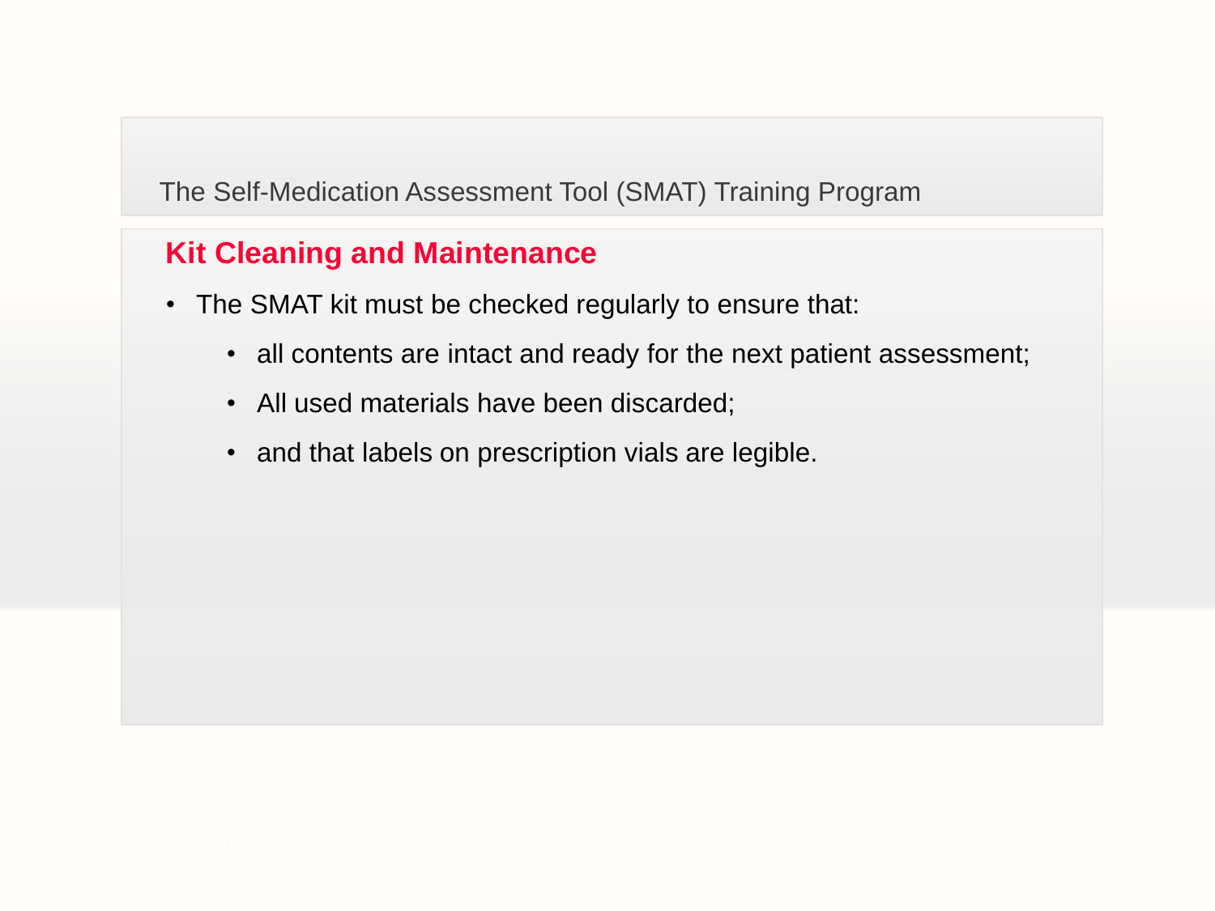The Self-Medication Assessment Tool (SMAT) Training Program

## Kit Cleaning and Maintenance

- The SMAT kit must be checked regularly to ensure that:
  - all contents are intact and ready for the next patient assessment;
  - All used materials have been discarded;
  - and that labels on prescription vials are legible.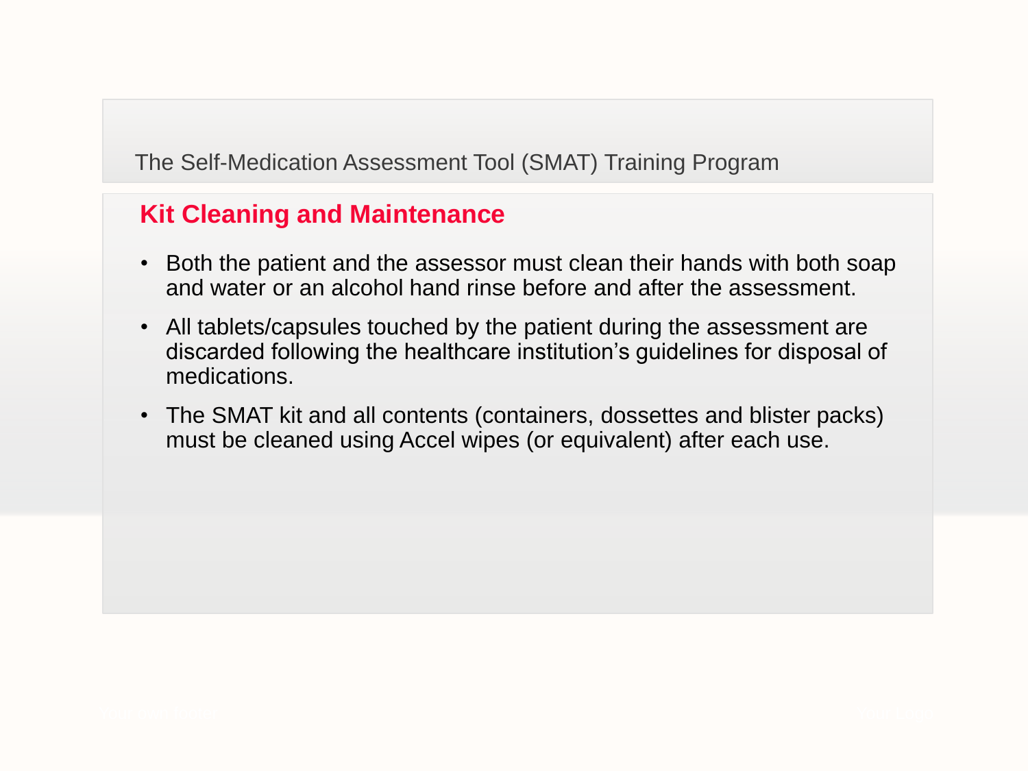The Self-Medication Assessment Tool (SMAT) Training Program

## Kit Cleaning and Maintenance

- Both the patient and the assessor must clean their hands with both soap and water or an alcohol hand rinse before and after the assessment.
- All tablets/capsules touched by the patient during the assessment are discarded following the healthcare institution's guidelines for disposal of medications.
- The SMAT kit and all contents (containers, dossettes and blister packs) must be cleaned using Accel wipes (or equivalent) after each use.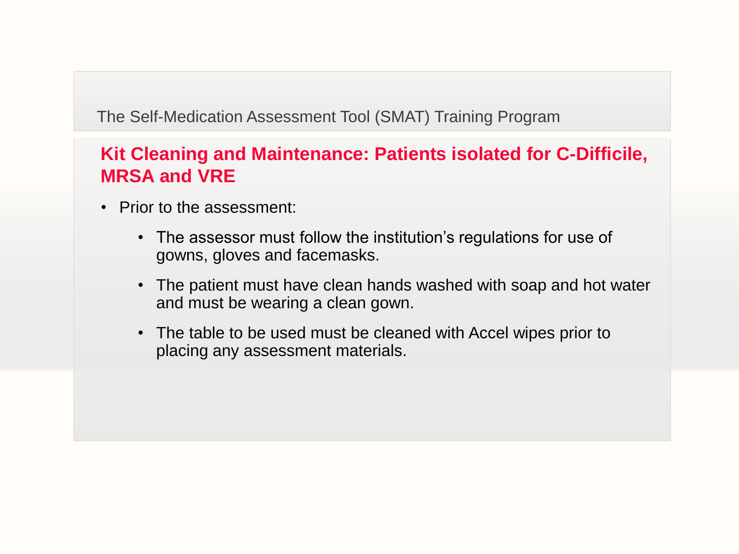The Self-Medication Assessment Tool (SMAT) Training Program

## Kit Cleaning and Maintenance: Patients isolated for C-Difficile, MRSA and VRE

- Prior to the assessment:
  - The assessor must follow the institution's regulations for use of gowns, gloves and facemasks.
  - The patient must have clean hands washed with soap and hot water and must be wearing a clean gown.
  - The table to be used must be cleaned with Accel wipes prior to placing any assessment materials.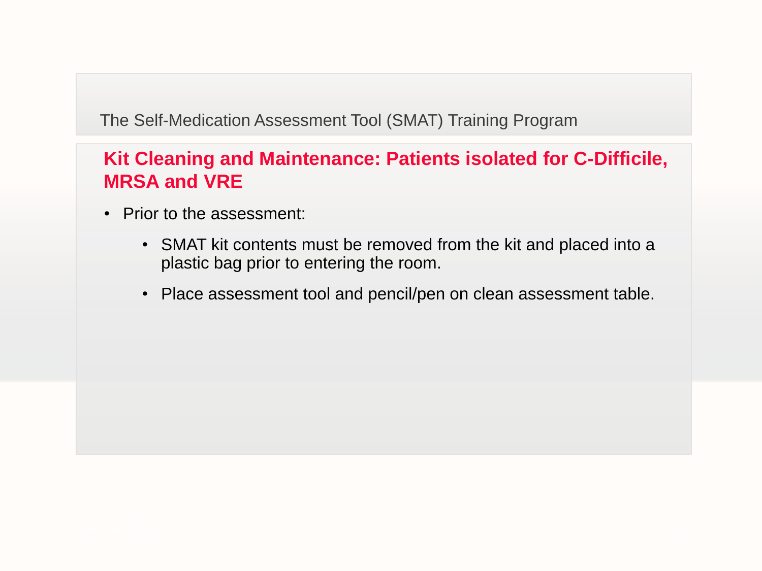The Self-Medication Assessment Tool (SMAT) Training Program

## Kit Cleaning and Maintenance: Patients isolated for C-Difficile, MRSA and VRE

- Prior to the assessment:
  - SMAT kit contents must be removed from the kit and placed into a plastic bag prior to entering the room.
  - Place assessment tool and pencil/pen on clean assessment table.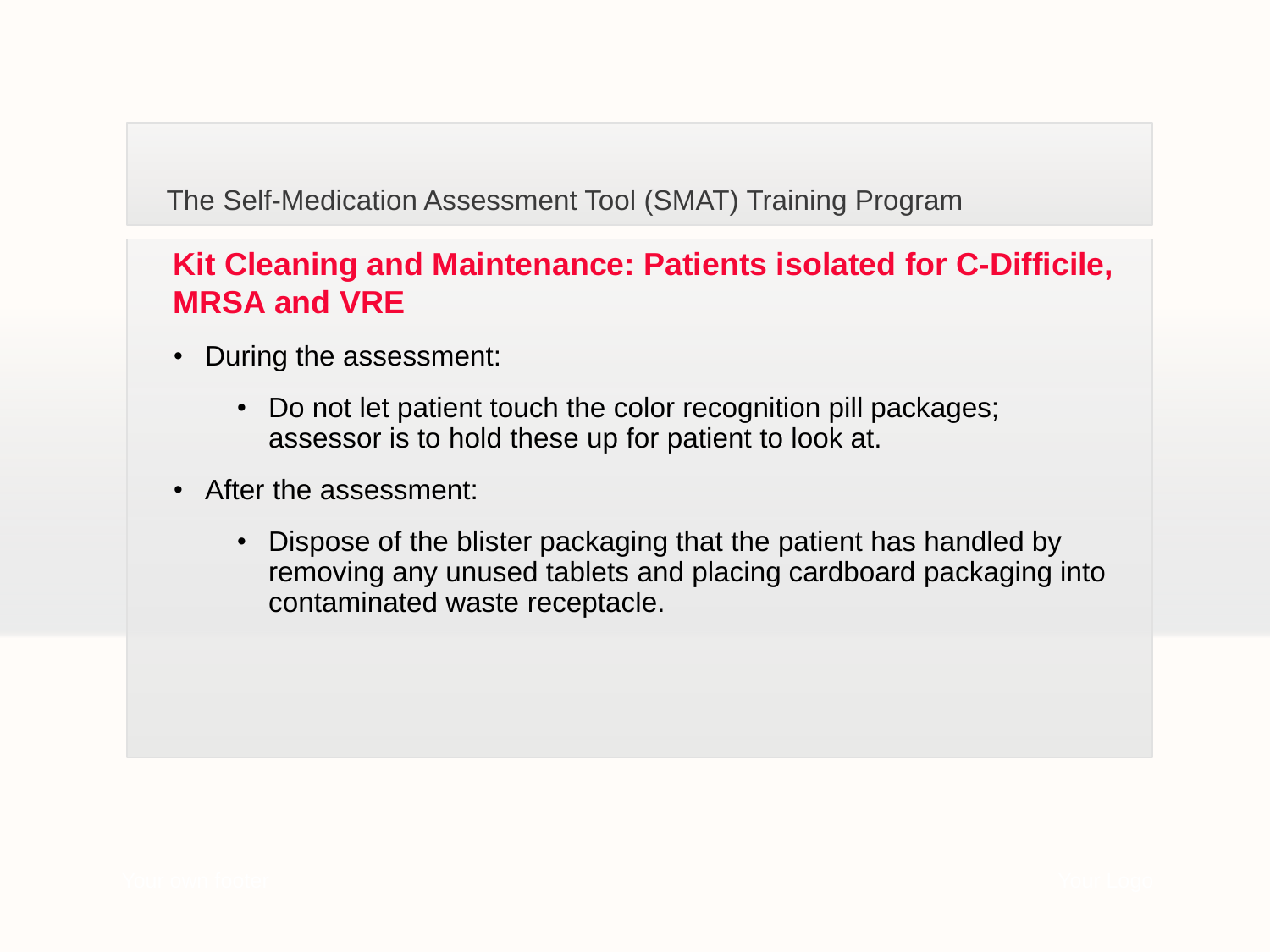The Self-Medication Assessment Tool (SMAT) Training Program

## Kit Cleaning and Maintenance: Patients isolated for C-Difficile, MRSA and VRE

- During the assessment:
  - Do not let patient touch the color recognition pill packages; assessor is to hold these up for patient to look at.
- After the assessment:
  - Dispose of the blister packaging that the patient has handled by removing any unused tablets and placing cardboard packaging into contaminated waste receptacle.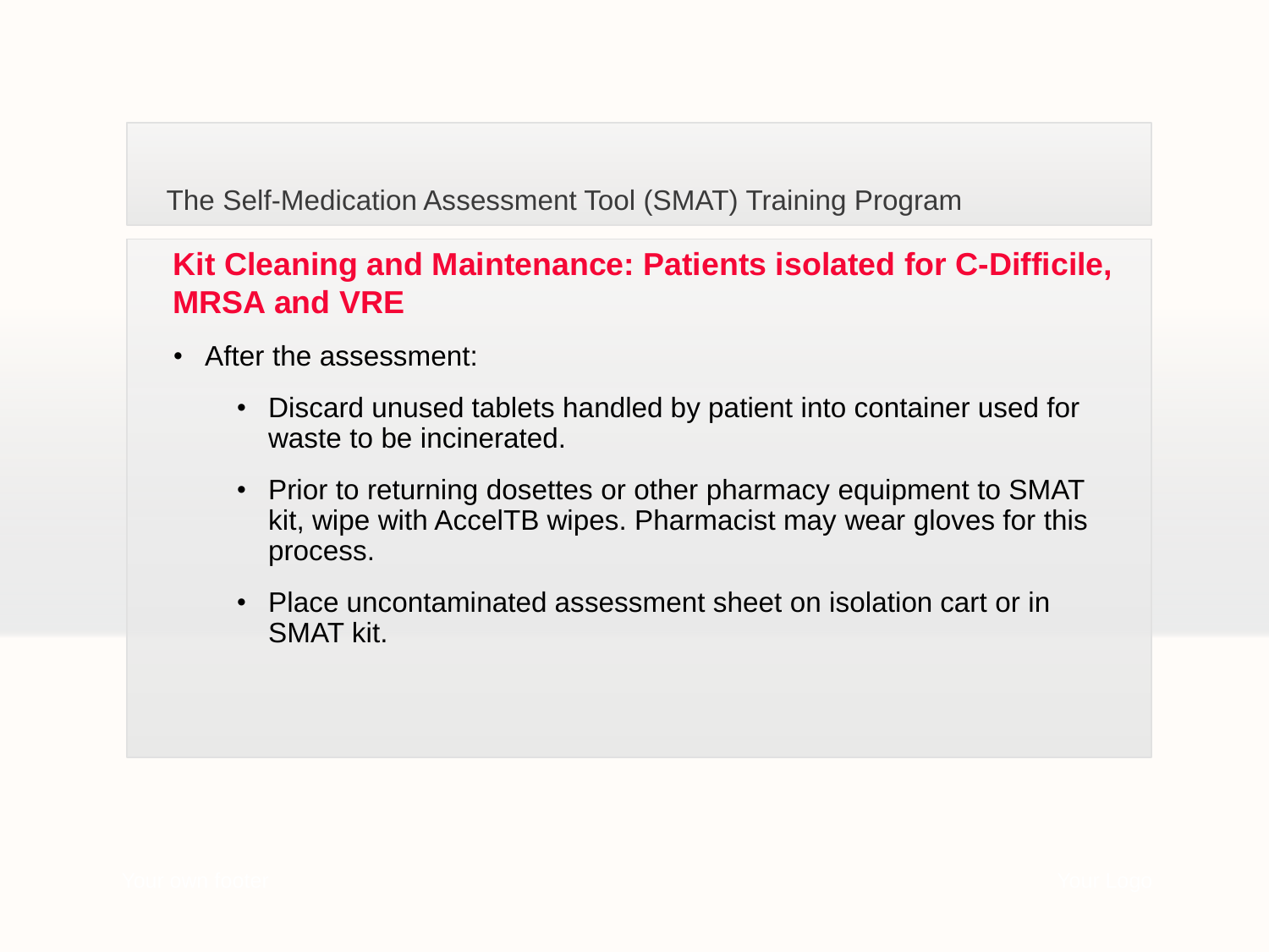The Self-Medication Assessment Tool (SMAT) Training Program

## Kit Cleaning and Maintenance: Patients isolated for C-Difficile, MRSA and VRE

- After the assessment:
  - Discard unused tablets handled by patient into container used for waste to be incinerated.
  - Prior to returning dosettes or other pharmacy equipment to SMAT kit, wipe with AccelTB wipes. Pharmacist may wear gloves for this process.
  - Place uncontaminated assessment sheet on isolation cart or in SMAT kit.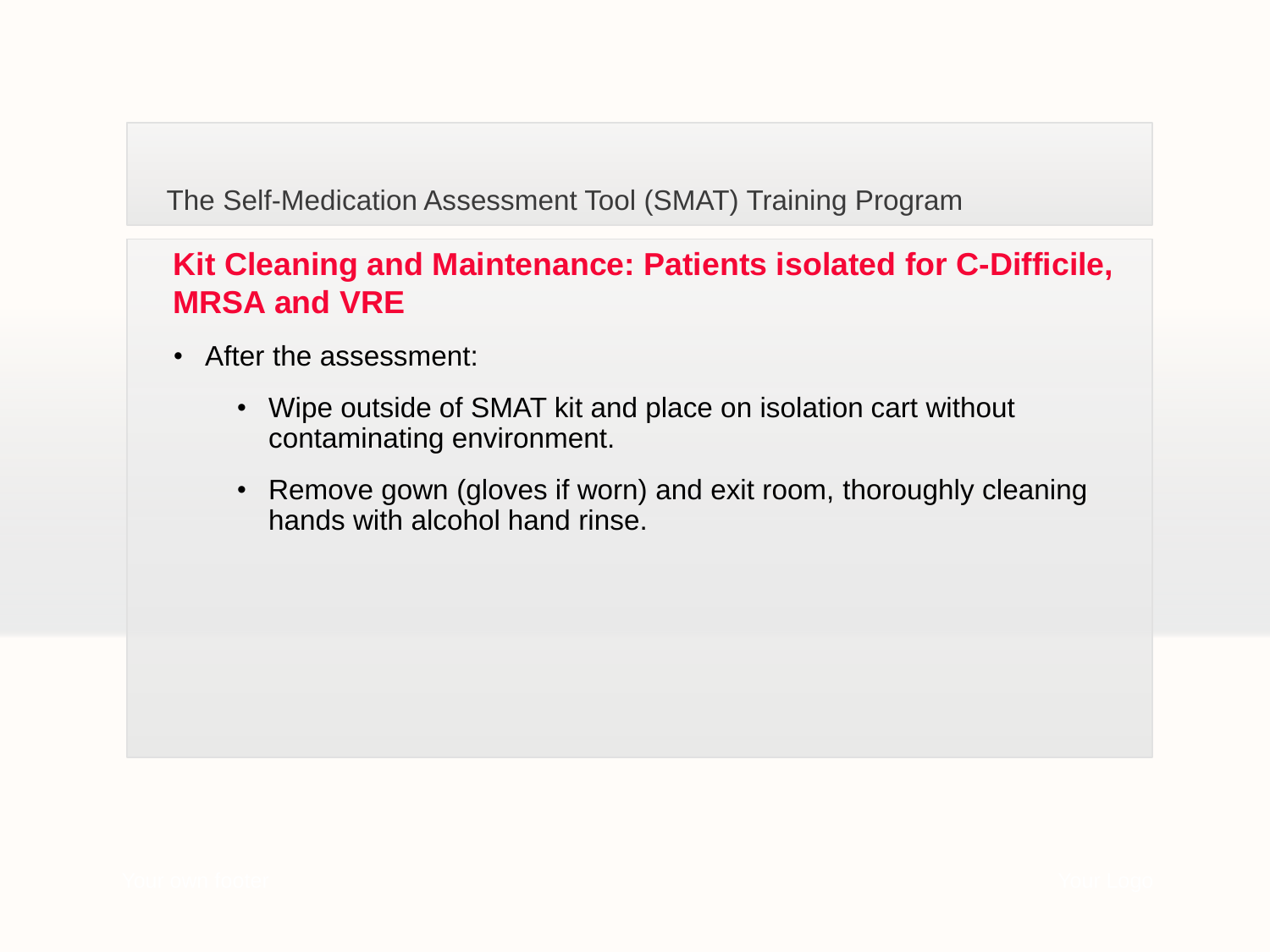The Self-Medication Assessment Tool (SMAT) Training Program

## Kit Cleaning and Maintenance: Patients isolated for C-Difficile, MRSA and VRE

- After the assessment:
  - Wipe outside of SMAT kit and place on isolation cart without contaminating environment.
  - Remove gown (gloves if worn) and exit room, thoroughly cleaning hands with alcohol hand rinse.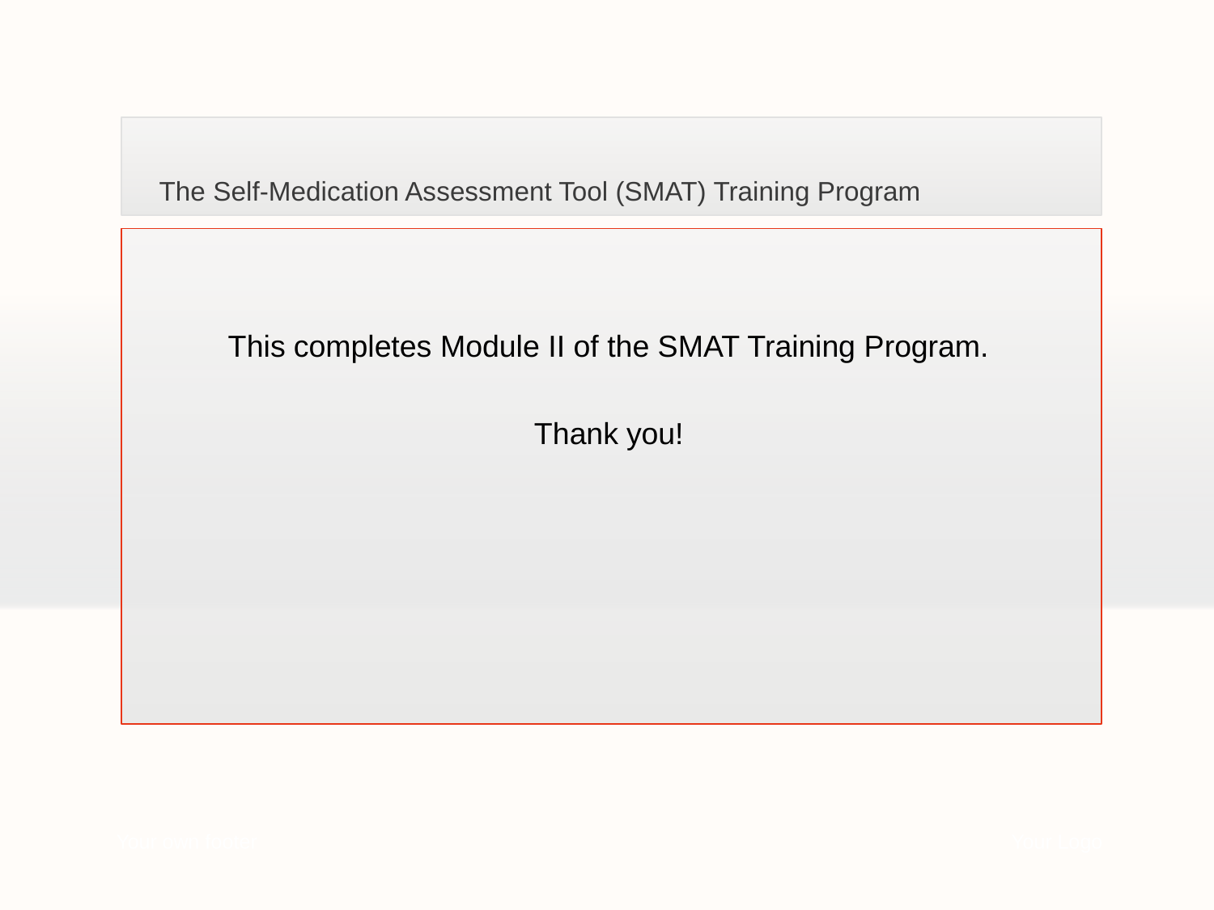## The Self-Medication Assessment Tool (SMAT) Training Program

This completes Module II of the SMAT Training Program.

Thank you!